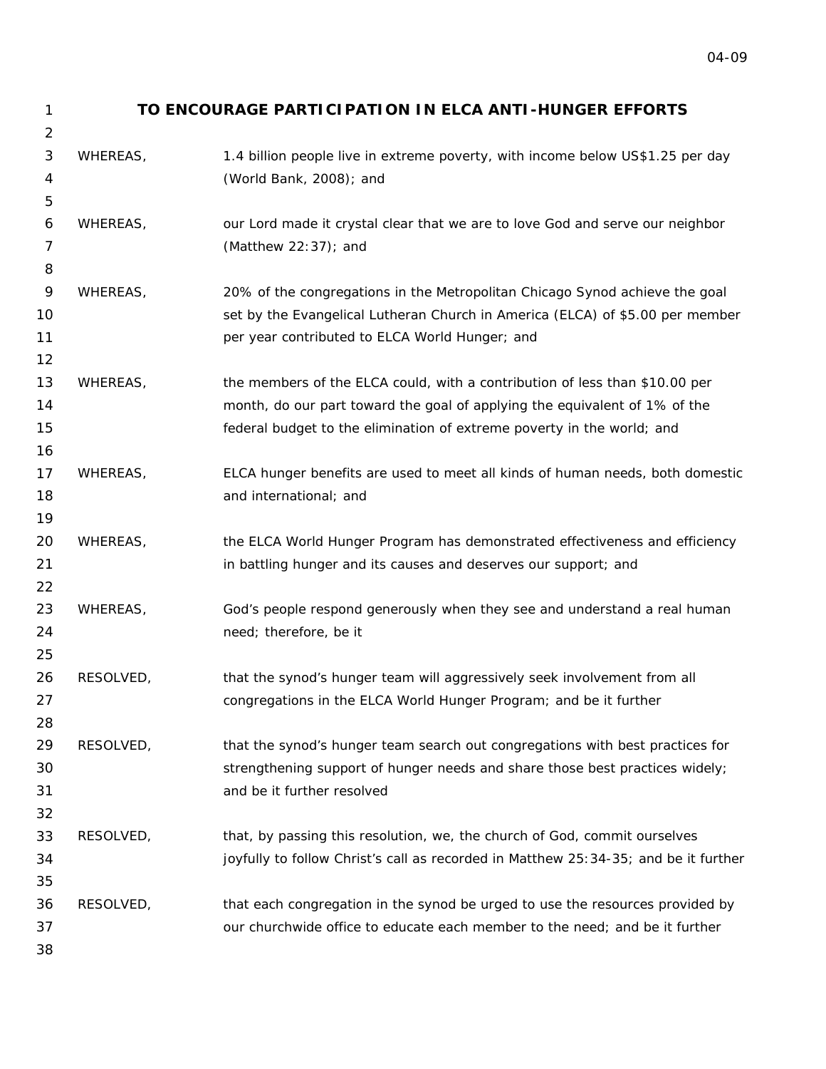# TO ENCOURAGE PARTICIPATION IN ELCA ANTI-HUNGER EFFORTS

WHEREAS, 1.4 billion people live in extreme poverty, with income below US$1.25 per day (World Bank, 2008); and

WHEREAS, our Lord made it crystal clear that we are to love God and serve our neighbor (Matthew 22:37); and

WHEREAS, 20% of the congregations in the Metropolitan Chicago Synod achieve the goal set by the Evangelical Lutheran Church in America (ELCA) of $5.00 per member per year contributed to ELCA World Hunger; and

WHEREAS, the members of the ELCA could, with a contribution of less than $10.00 per month, do our part toward the goal of applying the equivalent of 1% of the federal budget to the elimination of extreme poverty in the world; and

WHEREAS, ELCA hunger benefits are used to meet all kinds of human needs, both domestic and international; and

WHEREAS, the ELCA World Hunger Program has demonstrated effectiveness and efficiency in battling hunger and its causes and deserves our support; and

WHEREAS, God's people respond generously when they see and understand a real human need; therefore, be it

RESOLVED, that the synod's hunger team will aggressively seek involvement from all congregations in the ELCA World Hunger Program; and be it further

RESOLVED, that the synod's hunger team search out congregations with best practices for strengthening support of hunger needs and share those best practices widely; and be it further resolved

RESOLVED, that, by passing this resolution, we, the church of God, commit ourselves joyfully to follow Christ's call as recorded in Matthew 25:34-35; and be it further

RESOLVED, that each congregation in the synod be urged to use the resources provided by our churchwide office to educate each member to the need; and be it further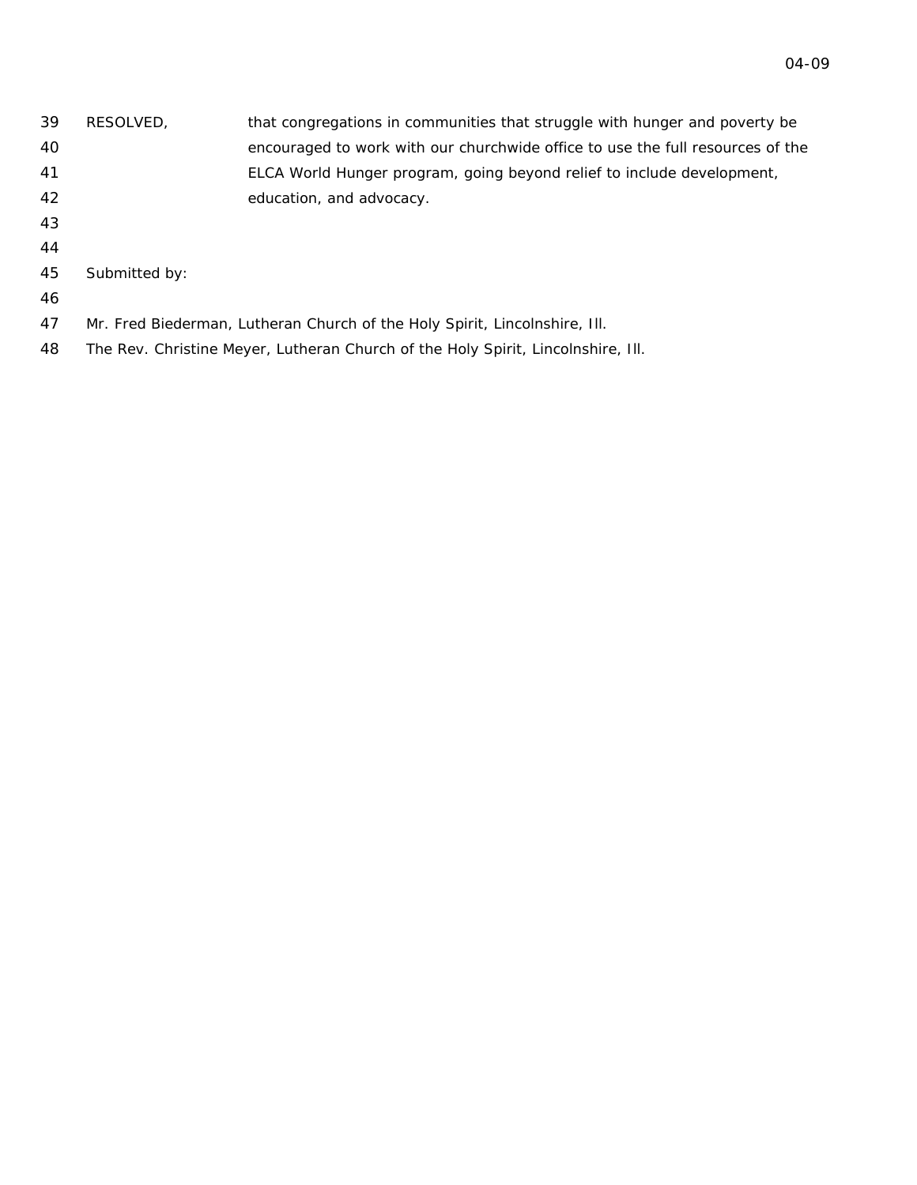RESOLVED, that congregations in communities that struggle with hunger and poverty be encouraged to work with our churchwide office to use the full resources of the ELCA World Hunger program, going beyond relief to include development, education, and advocacy.

Submitted by:

Mr. Fred Biederman, Lutheran Church of the Holy Spirit, Lincolnshire, Ill.
The Rev. Christine Meyer, Lutheran Church of the Holy Spirit, Lincolnshire, Ill.